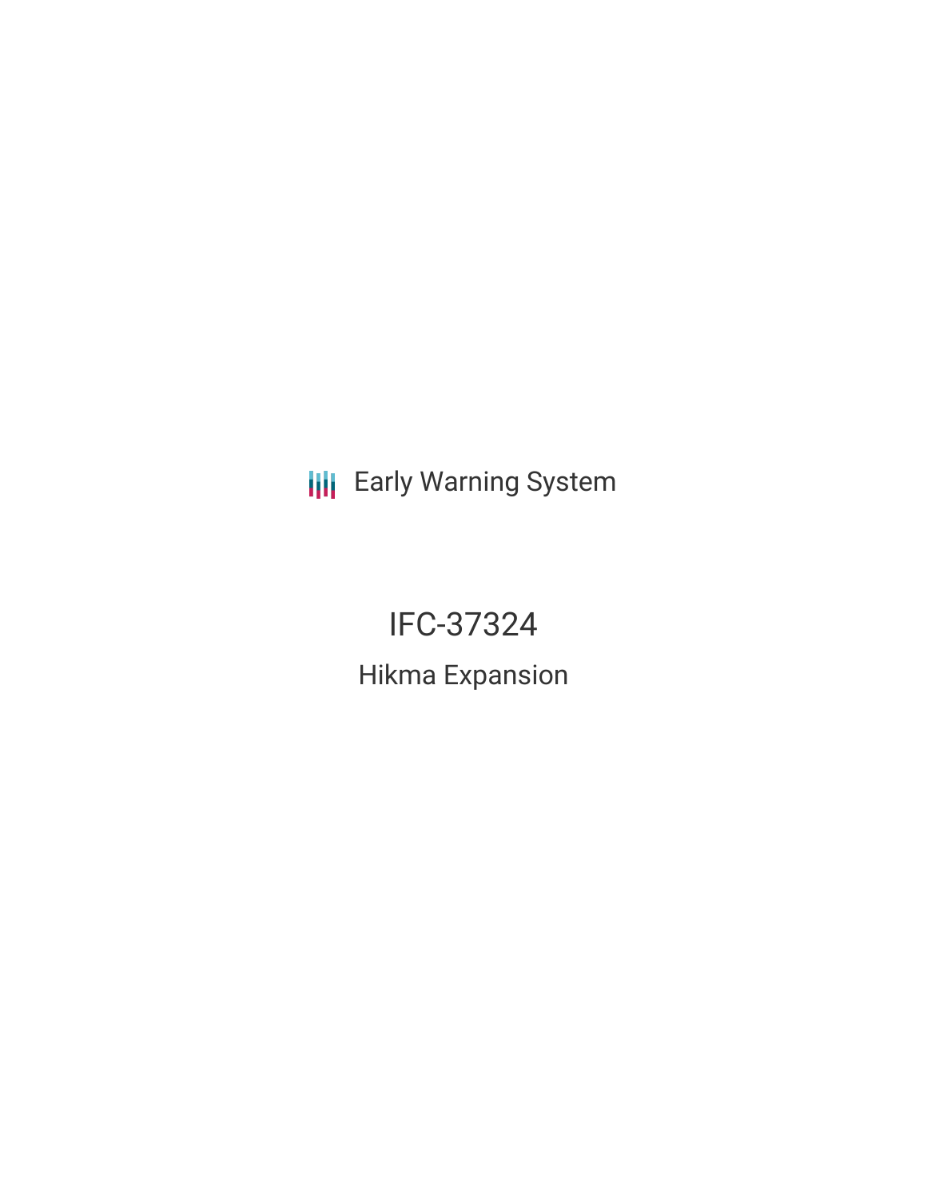Early Warning System

# IFC-37324

## Hikma Expansion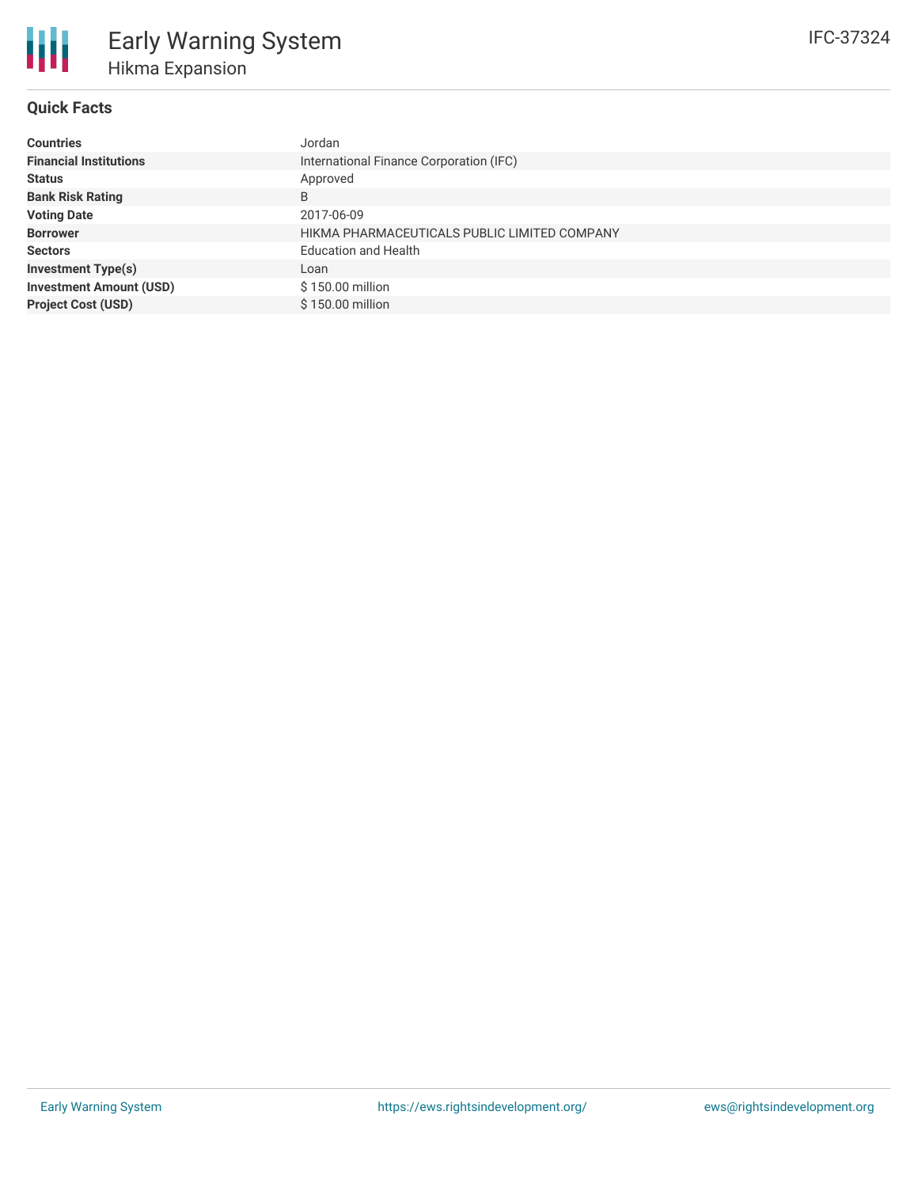# Early Warning System

## Hikma Expansion

IFC-37324

### Quick Facts

| | |
|---|---|
| **Countries** | Jordan |
| **Financial Institutions** | International Finance Corporation (IFC) |
| **Status** | Approved |
| **Bank Risk Rating** | B |
| **Voting Date** | 2017-06-09 |
| **Borrower** | HIKMA PHARMACEUTICALS PUBLIC LIMITED COMPANY |
| **Sectors** | Education and Health |
| **Investment Type(s)** | Loan |
| **Investment Amount (USD)** | $ 150.00 million |
| **Project Cost (USD)** | $ 150.00 million |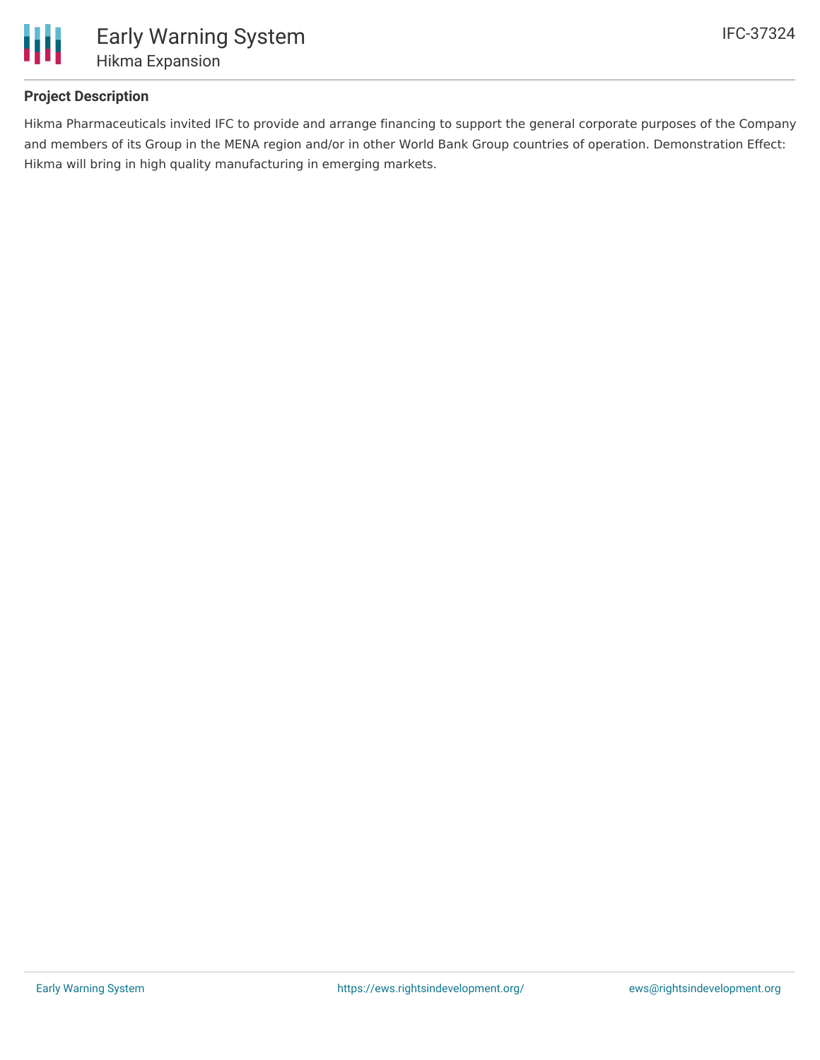## Project Description

Hikma Pharmaceuticals invited IFC to provide and arrange financing to support the general corporate purposes of the Company and members of its Group in the MENA region and/or in other World Bank Group countries of operation. Demonstration Effect: Hikma will bring in high quality manufacturing in emerging markets.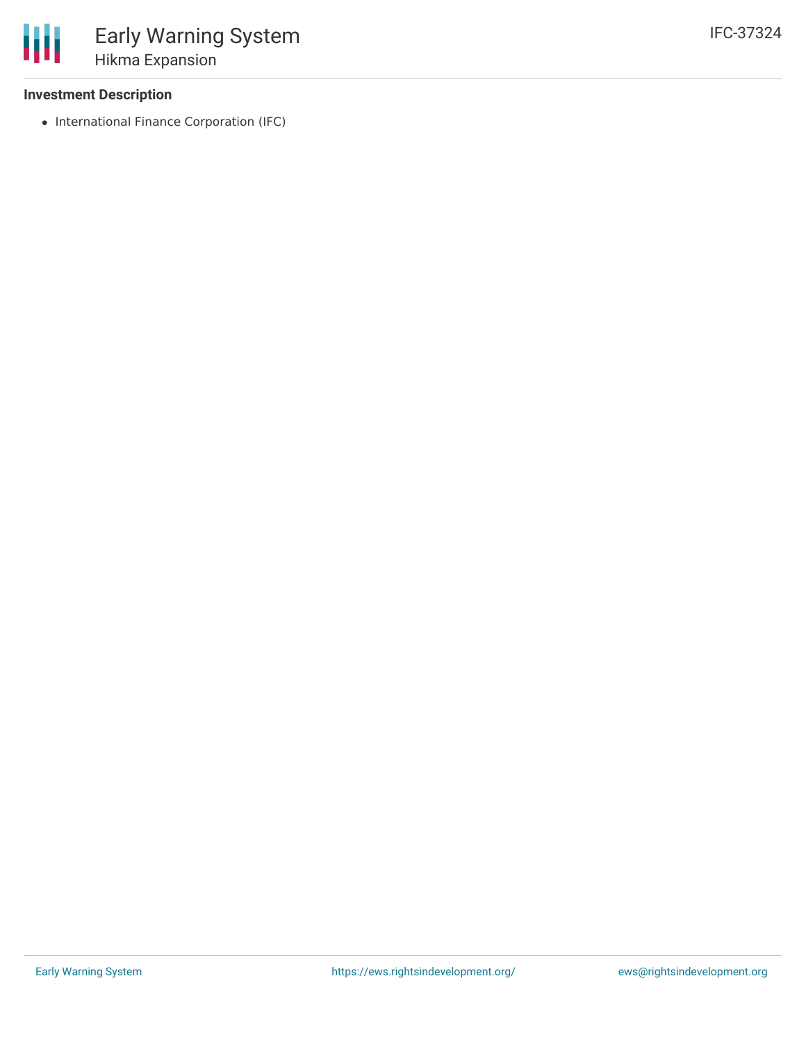### Investment Description

- International Finance Corporation (IFC)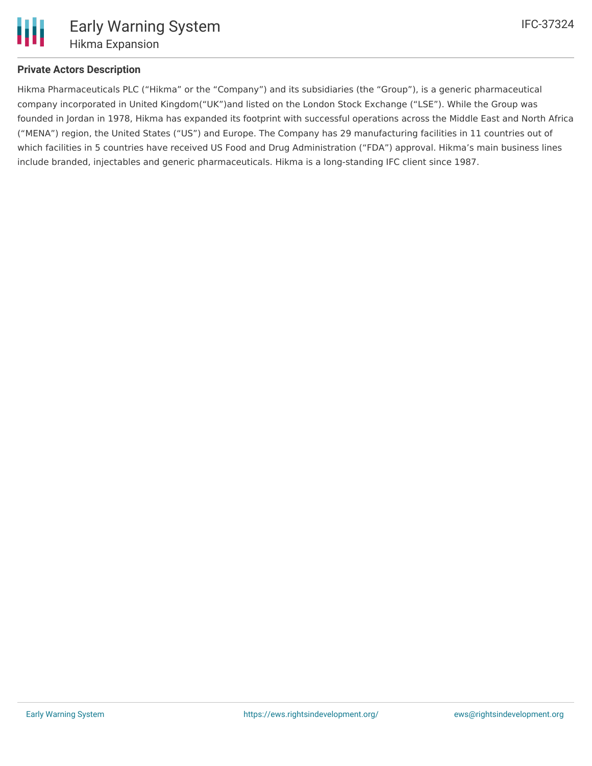### Private Actors Description

Hikma Pharmaceuticals PLC ("Hikma" or the "Company") and its subsidiaries (the "Group"), is a generic pharmaceutical company incorporated in United Kingdom("UK")and listed on the London Stock Exchange ("LSE"). While the Group was founded in Jordan in 1978, Hikma has expanded its footprint with successful operations across the Middle East and North Africa ("MENA") region, the United States ("US") and Europe. The Company has 29 manufacturing facilities in 11 countries out of which facilities in 5 countries have received US Food and Drug Administration ("FDA") approval. Hikma's main business lines include branded, injectables and generic pharmaceuticals. Hikma is a long-standing IFC client since 1987.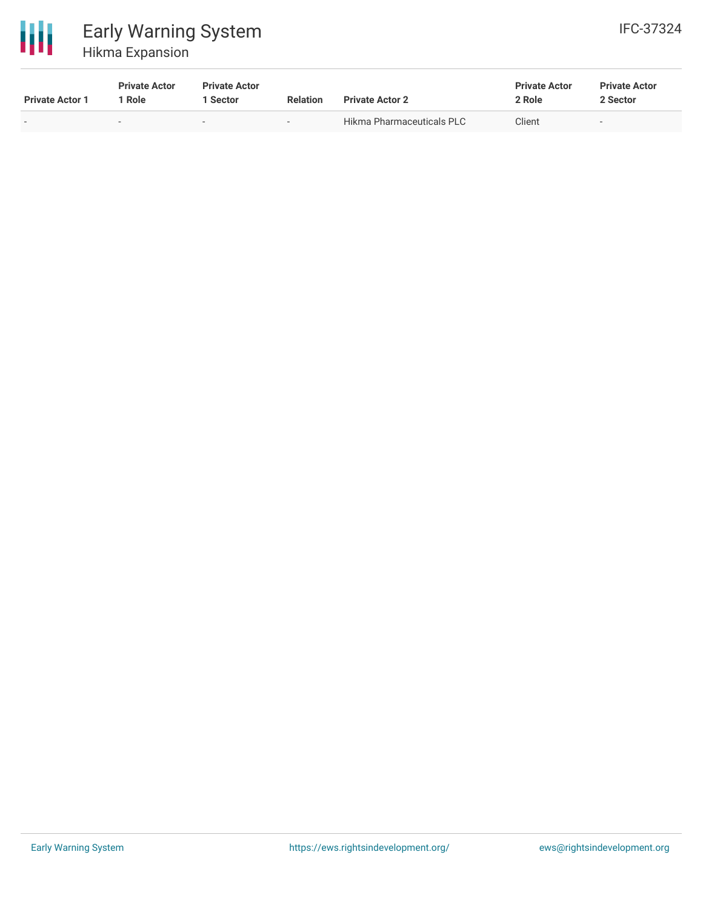| Private Actor 1 | Private Actor 1 Role | Private Actor 1 Sector | Relation | Private Actor 2 | Private Actor 2 Role | Private Actor 2 Sector |
|---|---|---|---|---|---|---|
| - | - | - | - | Hikma Pharmaceuticals PLC | Client | - |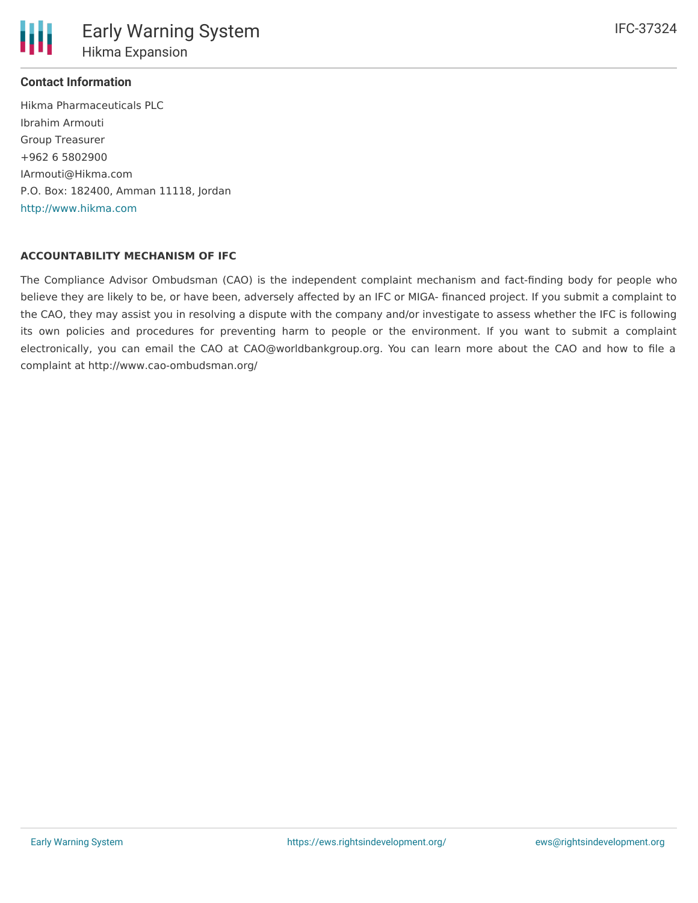### Contact Information

Hikma Pharmaceuticals PLC
Ibrahim Armouti
Group Treasurer
+962 6 5802900
IArmouti@Hikma.com
P.O. Box: 182400, Amman 11118, Jordan
http://www.hikma.com

### ACCOUNTABILITY MECHANISM OF IFC

The Compliance Advisor Ombudsman (CAO) is the independent complaint mechanism and fact-finding body for people who believe they are likely to be, or have been, adversely affected by an IFC or MIGA- financed project. If you submit a complaint to the CAO, they may assist you in resolving a dispute with the company and/or investigate to assess whether the IFC is following its own policies and procedures for preventing harm to people or the environment. If you want to submit a complaint electronically, you can email the CAO at CAO@worldbankgroup.org. You can learn more about the CAO and how to file a complaint at http://www.cao-ombudsman.org/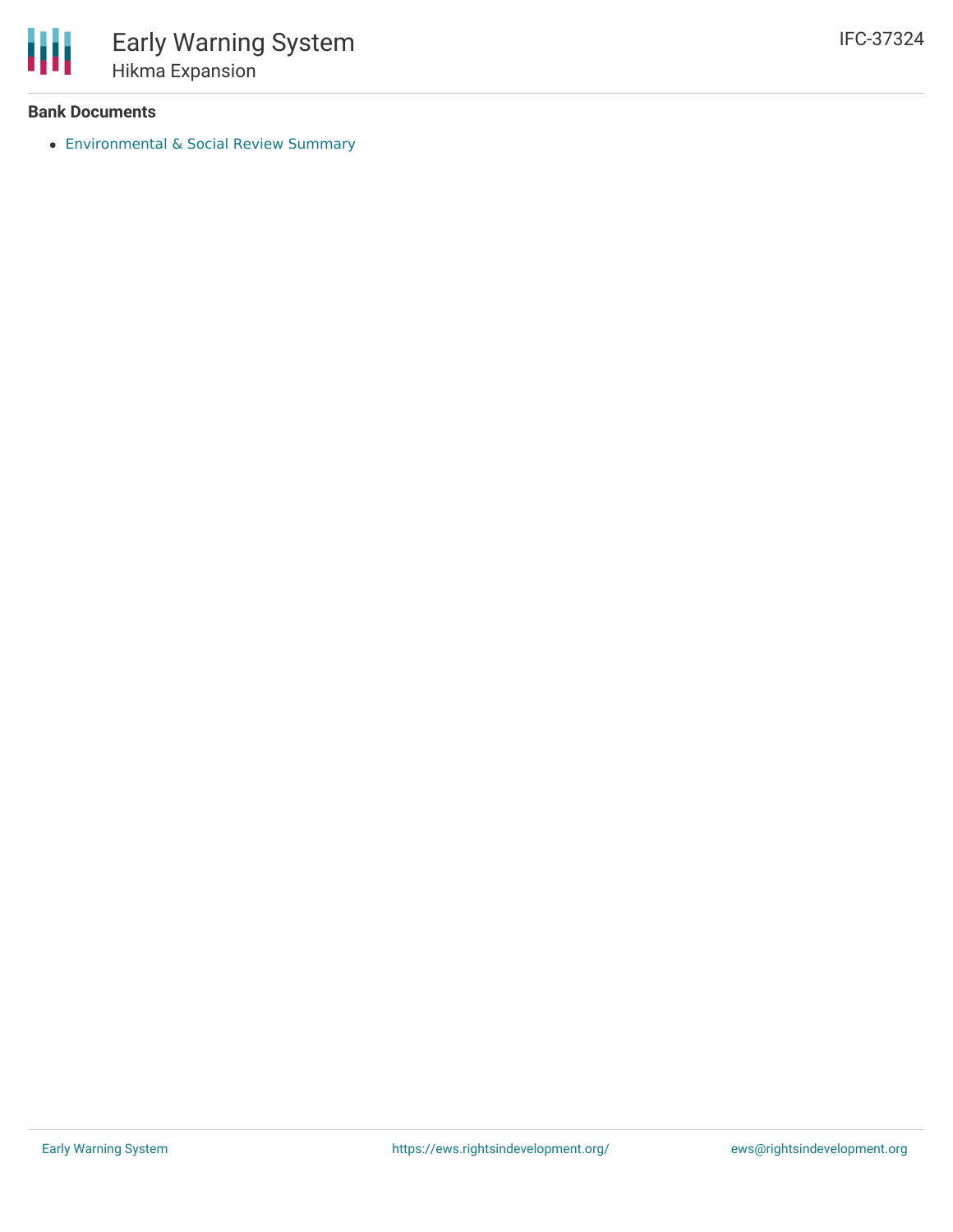**Bank Documents**

- Environmental & Social Review Summary